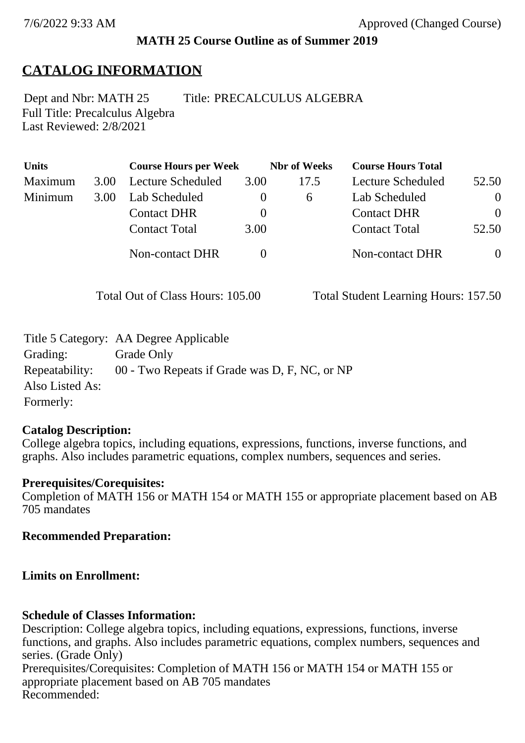7/6/2022 9:33 AM Approved (Changed Course)

**MATH 25 Course Outline as of Summer 2019**

# CATALOG INFORMATION

Dept and Nbr: MATH 25 Title: PRECALCULUS ALGEBRA
Full Title: Precalculus Algebra
Last Reviewed: 2/8/2021

| Units | | Course Hours per Week | | Nbr of Weeks | Course Hours Total | |
|---|---|---|---|---|---|---|
| Maximum | 3.00 | Lecture Scheduled | 3.00 | 17.5 | Lecture Scheduled | 52.50 |
| Minimum | 3.00 | Lab Scheduled | 0 | 6 | Lab Scheduled | 0 |
| | | Contact DHR | 0 | | Contact DHR | 0 |
| | | Contact Total | 3.00 | | Contact Total | 52.50 |
| | | Non-contact DHR | 0 | | Non-contact DHR | 0 |

Total Out of Class Hours: 105.00 Total Student Learning Hours: 157.50

Title 5 Category: AA Degree Applicable
Grading: Grade Only
Repeatability: 00 - Two Repeats if Grade was D, F, NC, or NP
Also Listed As:
Formerly:

**Catalog Description:**
College algebra topics, including equations, expressions, functions, inverse functions, and graphs. Also includes parametric equations, complex numbers, sequences and series.

**Prerequisites/Corequisites:**
Completion of MATH 156 or MATH 154 or MATH 155 or appropriate placement based on AB 705 mandates

**Recommended Preparation:**

**Limits on Enrollment:**

**Schedule of Classes Information:**
Description: College algebra topics, including equations, expressions, functions, inverse functions, and graphs. Also includes parametric equations, complex numbers, sequences and series. (Grade Only)
Prerequisites/Corequisites: Completion of MATH 156 or MATH 154 or MATH 155 or appropriate placement based on AB 705 mandates
Recommended: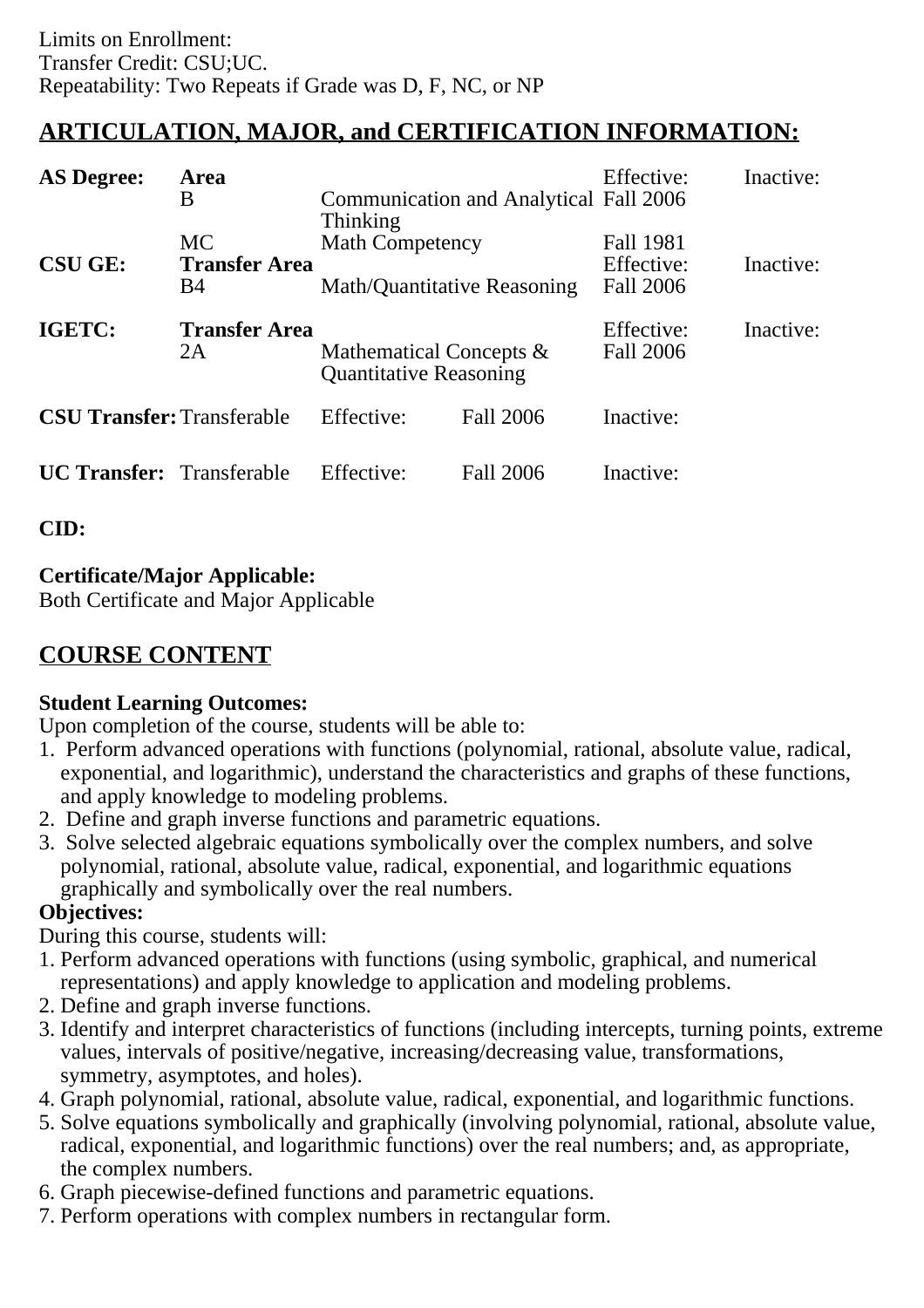Limits on Enrollment:
Transfer Credit: CSU;UC.
Repeatability: Two Repeats if Grade was D, F, NC, or NP

## ARTICULATION, MAJOR, and CERTIFICATION INFORMATION:

| | | | | |
|---|---|---|---|---|
| **AS Degree:** | **Area** | | Effective: | Inactive: |
| | B | Communication and Analytical Thinking | Fall 2006 | |
| | MC | Math Competency | Fall 1981 | |
| **CSU GE:** | **Transfer Area** | | Effective: | Inactive: |
| | B4 | Math/Quantitative Reasoning | Fall 2006 | |
| **IGETC:** | **Transfer Area** | | Effective: | Inactive: |
| | 2A | Mathematical Concepts & Quantitative Reasoning | Fall 2006 | |

| | | | | |
|---|---|---|---|---|
| **CSU Transfer:** | Transferable | Effective: | Fall 2006 | Inactive: |
| **UC Transfer:** | Transferable | Effective: | Fall 2006 | Inactive: |

**CID:**

**Certificate/Major Applicable:**
Both Certificate and Major Applicable

## COURSE CONTENT

**Student Learning Outcomes:**
Upon completion of the course, students will be able to:
1. Perform advanced operations with functions (polynomial, rational, absolute value, radical, exponential, and logarithmic), understand the characteristics and graphs of these functions, and apply knowledge to modeling problems.
2. Define and graph inverse functions and parametric equations.
3. Solve selected algebraic equations symbolically over the complex numbers, and solve polynomial, rational, absolute value, radical, exponential, and logarithmic equations graphically and symbolically over the real numbers.

**Objectives:**
During this course, students will:
1. Perform advanced operations with functions (using symbolic, graphical, and numerical representations) and apply knowledge to application and modeling problems.
2. Define and graph inverse functions.
3. Identify and interpret characteristics of functions (including intercepts, turning points, extreme values, intervals of positive/negative, increasing/decreasing value, transformations, symmetry, asymptotes, and holes).
4. Graph polynomial, rational, absolute value, radical, exponential, and logarithmic functions.
5. Solve equations symbolically and graphically (involving polynomial, rational, absolute value, radical, exponential, and logarithmic functions) over the real numbers; and, as appropriate, the complex numbers.
6. Graph piecewise-defined functions and parametric equations.
7. Perform operations with complex numbers in rectangular form.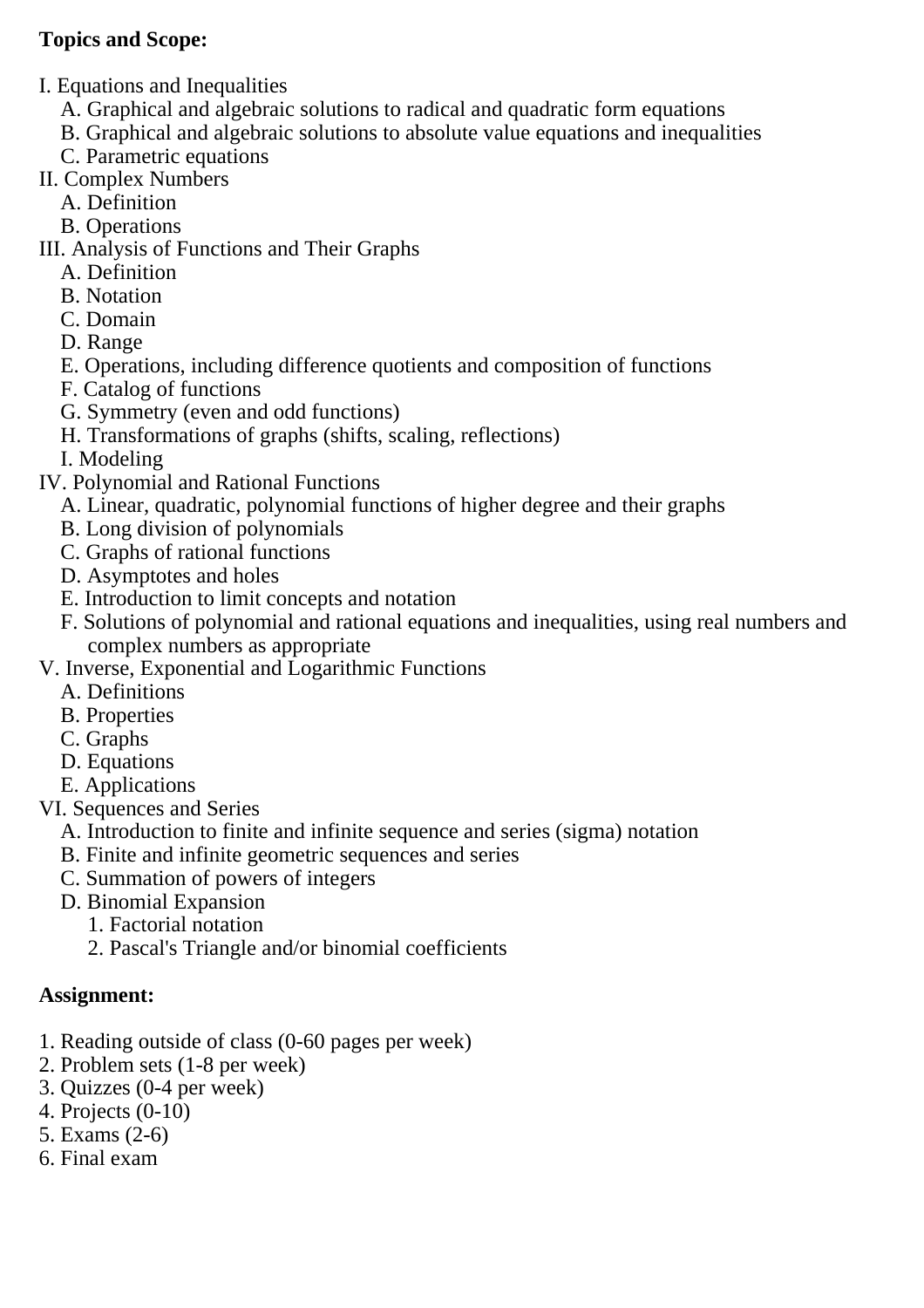**Topics and Scope:**

I. Equations and Inequalities
   A. Graphical and algebraic solutions to radical and quadratic form equations
   B. Graphical and algebraic solutions to absolute value equations and inequalities
   C. Parametric equations
II. Complex Numbers
   A. Definition
   B. Operations
III. Analysis of Functions and Their Graphs
   A. Definition
   B. Notation
   C. Domain
   D. Range
   E. Operations, including difference quotients and composition of functions
   F. Catalog of functions
   G. Symmetry (even and odd functions)
   H. Transformations of graphs (shifts, scaling, reflections)
   I. Modeling
IV. Polynomial and Rational Functions
   A. Linear, quadratic, polynomial functions of higher degree and their graphs
   B. Long division of polynomials
   C. Graphs of rational functions
   D. Asymptotes and holes
   E. Introduction to limit concepts and notation
   F. Solutions of polynomial and rational equations and inequalities, using real numbers and complex numbers as appropriate
V. Inverse, Exponential and Logarithmic Functions
   A. Definitions
   B. Properties
   C. Graphs
   D. Equations
   E. Applications
VI. Sequences and Series
   A. Introduction to finite and infinite sequence and series (sigma) notation
   B. Finite and infinite geometric sequences and series
   C. Summation of powers of integers
   D. Binomial Expansion
      1. Factorial notation
      2. Pascal's Triangle and/or binomial coefficients

**Assignment:**

1. Reading outside of class (0-60 pages per week)
2. Problem sets (1-8 per week)
3. Quizzes (0-4 per week)
4. Projects (0-10)
5. Exams (2-6)
6. Final exam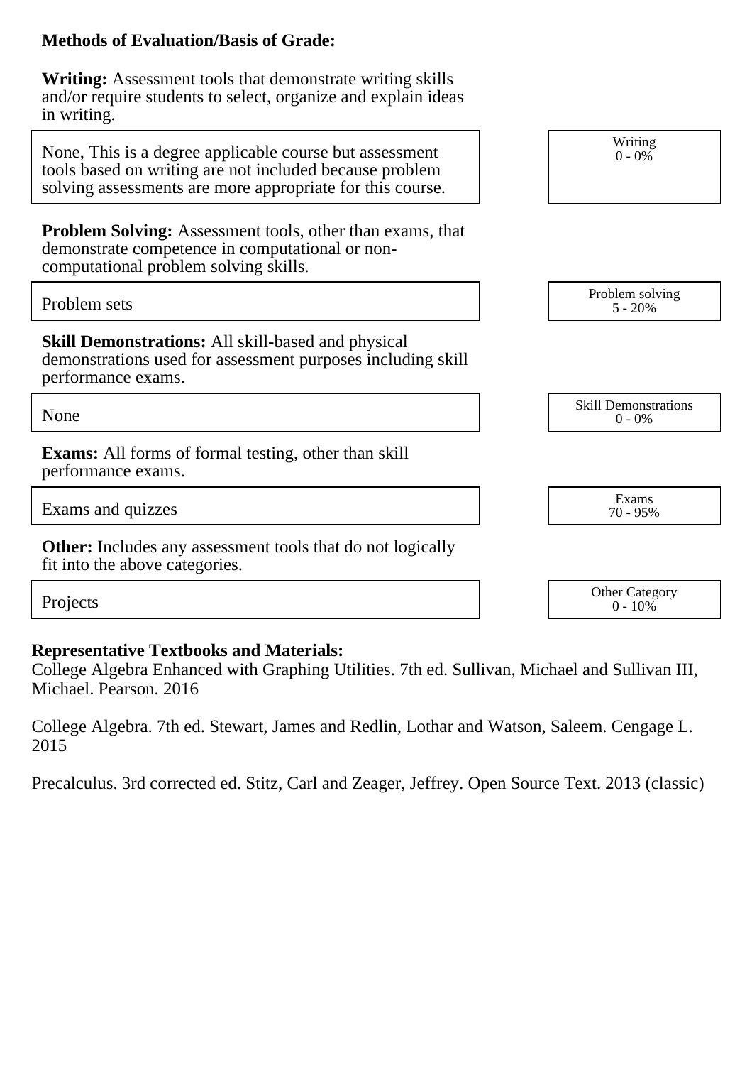**Methods of Evaluation/Basis of Grade:**

**Writing:** Assessment tools that demonstrate writing skills and/or require students to select, organize and explain ideas in writing.

| | |
|---|---|
| None, This is a degree applicable course but assessment tools based on writing are not included because problem solving assessments are more appropriate for this course. | Writing<br>0 - 0% |

**Problem Solving:** Assessment tools, other than exams, that demonstrate competence in computational or non-computational problem solving skills.

| | |
|---|---|
| Problem sets | Problem solving<br>5 - 20% |

**Skill Demonstrations:** All skill-based and physical demonstrations used for assessment purposes including skill performance exams.

| | |
|---|---|
| None | Skill Demonstrations<br>0 - 0% |

**Exams:** All forms of formal testing, other than skill performance exams.

| | |
|---|---|
| Exams and quizzes | Exams<br>70 - 95% |

**Other:** Includes any assessment tools that do not logically fit into the above categories.

| | |
|---|---|
| Projects | Other Category<br>0 - 10% |

**Representative Textbooks and Materials:**

College Algebra Enhanced with Graphing Utilities. 7th ed. Sullivan, Michael and Sullivan III, Michael. Pearson. 2016

College Algebra. 7th ed. Stewart, James and Redlin, Lothar and Watson, Saleem. Cengage L. 2015

Precalculus. 3rd corrected ed. Stitz, Carl and Zeager, Jeffrey. Open Source Text. 2013 (classic)